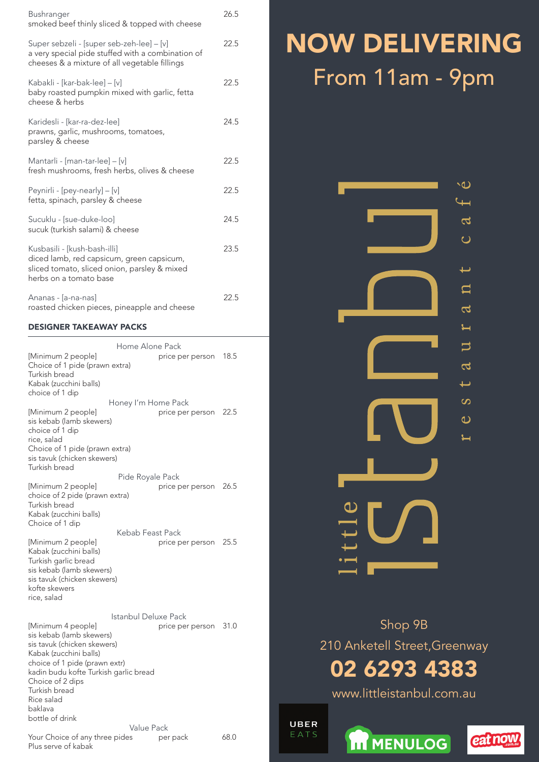| Item | Price |
|---|---|
| Bushranger<br>smoked beef thinly sliced & topped with cheese | 26.5 |
| Super sebzeli - [super seb-zeh-lee] – [v]<br>a very special pide stuffed with a combination of cheeses & a mixture of all vegetable fillings | 22.5 |
| Kabakli - [kar-bak-lee] – [v]<br>baby roasted pumpkin mixed with garlic, fetta cheese & herbs | 22.5 |
| Karidesli - [kar-ra-dez-lee]<br>prawns, garlic, mushrooms, tomatoes, parsley & cheese | 24.5 |
| Mantarli - [man-tar-lee] – [v]<br>fresh mushrooms, fresh herbs, olives & cheese | 22.5 |
| Peynirli - [pey-nearly] – [v]<br>fetta, spinach, parsley & cheese | 22.5 |
| Sucuklu - [sue-duke-loo]<br>sucuk (turkish salami) & cheese | 24.5 |
| Kusbasili - [kush-bash-illi]<br>diced lamb, red capsicum, green capsicum, sliced tomato, sliced onion, parsley & mixed herbs on a tomato base | 23.5 |
| Ananas - [a-na-nas]<br>roasted chicken pieces, pineapple and cheese | 22.5 |

## DESIGNER TAKEAWAY PACKS

### Home Alone Pack

[Minimum 2 people] price per person 18.5

- Choice of 1 pide (prawn extra)
- Turkish bread
- Kabak (zucchini balls)
- choice of 1 dip

### Honey I'm Home Pack

[Minimum 2 people] price per person 22.5

- sis kebab (lamb skewers)
- choice of 1 dip
- rice, salad
- Choice of 1 pide (prawn extra)
- sis tavuk (chicken skewers)
- Turkish bread

### Pide Royale Pack

[Minimum 2 people] price per person 26.5

- choice of 2 pide (prawn extra)
- Turkish bread
- Kabak (zucchini balls)
- Choice of 1 dip

### Kebab Feast Pack

[Minimum 2 people] price per person 25.5

- Kabak (zucchini balls)
- Turkish garlic bread
- sis kebab (lamb skewers)
- sis tavuk (chicken skewers)
- kofte skewers
- rice, salad

### Istanbul Deluxe Pack

[Minimum 4 people] price per person 31.0

- sis kebab (lamb skewers)
- sis tavuk (chicken skewers)
- Kabak (zucchini balls)
- choice of 1 pide (prawn extr)
- kadin budu kofte Turkish garlic bread
- Choice of 2 dips
- Turkish bread
- Rice salad
- baklava
- bottle of drink

### Value Pack

Your Choice of any three pides per pack 68.0

Plus serve of kabak

# NOW DELIVERING

From 11am - 9pm

little istanbul

restaurant café

Shop 9B

210 Anketell Street, Greenway

**02 6293 4383**

www.littleistanbul.com.au

UBER EATS

MENULOG

eatnow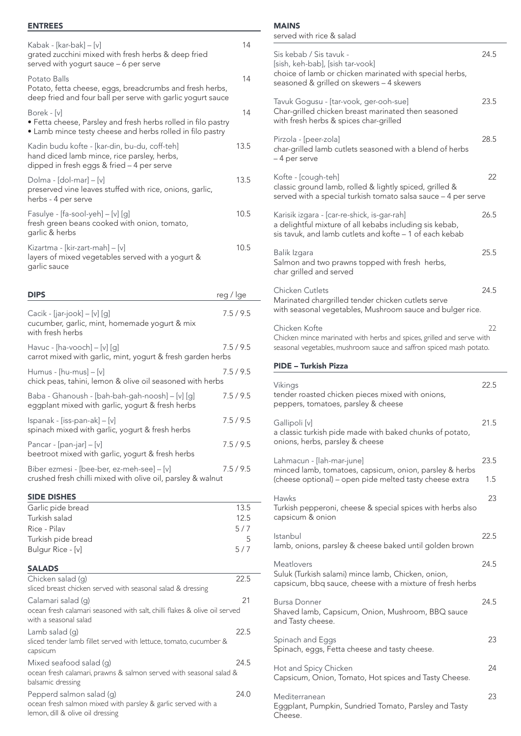## ENTREES

**Kabak - [kar-bak] – [v]** 14
grated zucchini mixed with fresh herbs & deep fried served with yogurt sauce – 6 per serve

**Potato Balls** 14
Potato, fetta cheese, eggs, breadcrumbs and fresh herbs, deep fried and four ball per serve with garlic yogurt sauce

**Borek - [v]** 14
- Fetta cheese, Parsley and fresh herbs rolled in filo pastry
- Lamb mince testy cheese and herbs rolled in filo pastry

**Kadin budu kofte - [kar-din, bu-du, coff-teh]** 13.5
hand diced lamb mince, rice parsley, herbs, dipped in fresh eggs & fried – 4 per serve

**Dolma - [dol-mar] – [v]** 13.5
preserved vine leaves stuffed with rice, onions, garlic, herbs - 4 per serve

**Fasulye - [fa-sool-yeh] – [v] [g]** 10.5
fresh green beans cooked with onion, tomato, garlic & herbs

**Kizartma - [kir-zart-mah] – [v]** 10.5
layers of mixed vegetables served with a yogurt & garlic sauce

## DIPS

reg / lge

**Cacik - [jar-jook] – [v] [g]** 7.5 / 9.5
cucumber, garlic, mint, homemade yogurt & mix with fresh herbs

**Havuc - [ha-vooch] – [v] [g]** 7.5 / 9.5
carrot mixed with garlic, mint, yogurt & fresh garden herbs

**Humus - [hu-mus] – [v]** 7.5 / 9.5
chick peas, tahini, lemon & olive oil seasoned with herbs

**Baba - Ghanoush - [bah-bah-gah-noosh] – [v] [g]** 7.5 / 9.5
eggplant mixed with garlic, yogurt & fresh herbs

**Ispanak - [iss-pan-ak] – [v]** 7.5 / 9.5
spinach mixed with garlic, yogurt & fresh herbs

**Pancar - [pan-jar] – [v]** 7.5 / 9.5
beetroot mixed with garlic, yogurt & fresh herbs

**Biber ezmesi - [bee-ber, ez-meh-see] – [v]** 7.5 / 9.5
crushed fresh chilli mixed with olive oil, parsley & walnut

## SIDE DISHES

| | |
|---|---|
| Garlic pide bread | 13.5 |
| Turkish salad | 12.5 |
| Rice - Pilav | 5 / 7 |
| Turkish pide bread | 5 |
| Bulgur Rice - [v] | 5 / 7 |

## SALADS

**Chicken salad (g)** 22.5
sliced breast chicken served with seasonal salad & dressing

**Calamari salad (g)** 21
ocean fresh calamari seasoned with salt, chilli flakes & olive oil served with a seasonal salad

**Lamb salad (g)** 22.5
sliced tender lamb fillet served with lettuce, tomato, cucumber & capsicum

**Mixed seafood salad (g)** 24.5
ocean fresh calamari, prawns & salmon served with seasonal salad & balsamic dressing

**Pepperd salmon salad (g)** 24.0
ocean fresh salmon mixed with parsley & garlic served with a lemon, dill & olive oil dressing

## MAINS

served with rice & salad

**Sis kebab / Sis tavuk - [sish, keh-bab], [sish tar-vook]** 24.5
choice of lamb or chicken marinated with special herbs, seasoned & grilled on skewers – 4 skewers

**Tavuk Gogusu - [tar-vook, ger-ooh-sue]** 23.5
Char-grilled chicken breast marinated then seasoned with fresh herbs & spices char-grilled

**Pirzola - [peer-zola]** 28.5
char-grilled lamb cutlets seasoned with a blend of herbs – 4 per serve

**Kofte - [cough-teh]** 22
classic ground lamb, rolled & lightly spiced, grilled & served with a special turkish tomato salsa sauce – 4 per serve

**Karisik izgara - [car-re-shick, is-gar-rah]** 26.5
a delightful mixture of all kebabs including sis kebab, sis tavuk, and lamb cutlets and kofte – 1 of each kebab

**Balik Izgara** 25.5
Salmon and two prawns topped with fresh herbs, char grilled and served

**Chicken Cutlets** 24.5
Marinated chargrilled tender chicken cutlets serve with seasonal vegetables, Mushroom sauce and bulger rice.

**Chicken Kofte** 22
Chicken mince marinated with herbs and spices, grilled and serve with seasonal vegetables, mushroom sauce and saffron spiced mash potato.

## PIDE – Turkish Pizza

**Vikings** 22.5
tender roasted chicken pieces mixed with onions, peppers, tomatoes, parsley & cheese

**Gallipoli [v]** 21.5
a classic turkish pide made with baked chunks of potato, onions, herbs, parsley & cheese

**Lahmacun - [lah-mar-june]** 23.5
minced lamb, tomatoes, capsicum, onion, parsley & herbs (cheese optional) – open pide melted tasty cheese extra 1.5

**Hawks** 23
Turkish pepperoni, cheese & special spices with herbs also capsicum & onion

**Istanbul** 22.5
lamb, onions, parsley & cheese baked until golden brown

**Meatlovers** 24.5
Suluk (Turkish salami) mince lamb, Chicken, onion, capsicum, bbq sauce, cheese with a mixture of fresh herbs

**Bursa Donner** 24.5
Shaved lamb, Capsicum, Onion, Mushroom, BBQ sauce and Tasty cheese.

**Spinach and Eggs** 23
Spinach, eggs, Fetta cheese and tasty cheese.

**Hot and Spicy Chicken** 24
Capsicum, Onion, Tomato, Hot spices and Tasty Cheese.

**Mediterranean** 23
Eggplant, Pumpkin, Sundried Tomato, Parsley and Tasty Cheese.